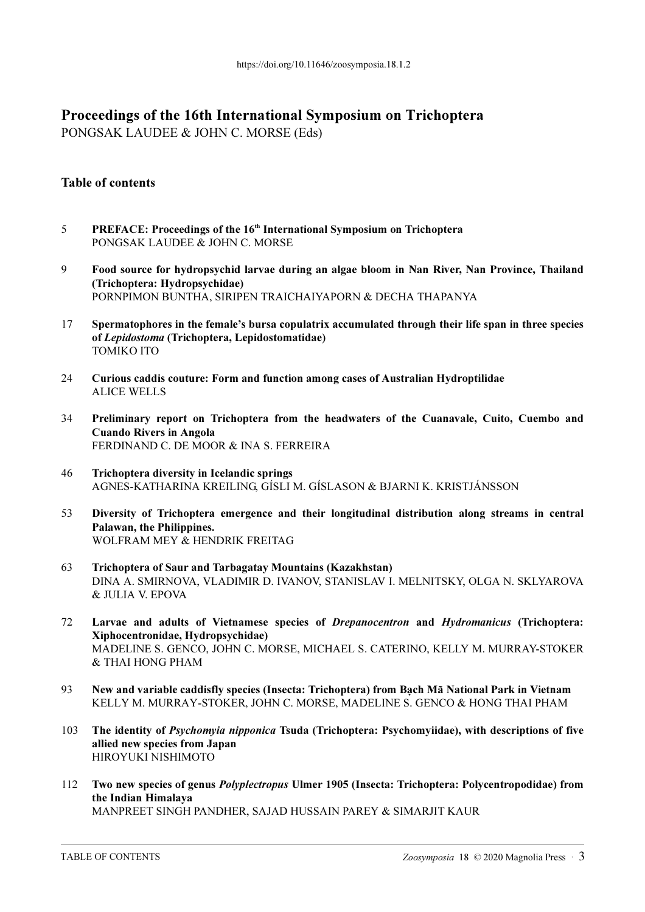https://doi.org/10.11646/zoosymposia.18.1.2

# Proceedings of the 16th International Symposium on Trichoptera

PONGSAK LAUDEE & JOHN C. MORSE (Eds)

## Table of contents

5 **PREFACE: Proceedings of the 16th International Symposium on Trichoptera**
PONGSAK LAUDEE & JOHN C. MORSE

9 **Food source for hydropsychid larvae during an algae bloom in Nan River, Nan Province, Thailand (Trichoptera: Hydropsychidae)**
PORNPIMON BUNTHA, SIRIPEN TRAICHAIYAPORN & DECHA THAPANYA

17 **Spermatophores in the female's bursa copulatrix accumulated through their life span in three species of *Lepidostoma* (Trichoptera, Lepidostomatidae)**
TOMIKO ITO

24 **Curious caddis couture: Form and function among cases of Australian Hydroptilidae**
ALICE WELLS

34 **Preliminary report on Trichoptera from the headwaters of the Cuanavale, Cuito, Cuembo and Cuando Rivers in Angola**
FERDINAND C. DE MOOR & INA S. FERREIRA

46 **Trichoptera diversity in Icelandic springs**
AGNES-KATHARINA KREILING, GÍSLI M. GÍSLASON & BJARNI K. KRISTJÁNSSON

53 **Diversity of Trichoptera emergence and their longitudinal distribution along streams in central Palawan, the Philippines.**
WOLFRAM MEY & HENDRIK FREITAG

63 **Trichoptera of Saur and Tarbagatay Mountains (Kazakhstan)**
DINA A. SMIRNOVA, VLADIMIR D. IVANOV, STANISLAV I. MELNITSKY, OLGA N. SKLYAROVA & JULIA V. EPOVA

72 **Larvae and adults of Vietnamese species of *Drepanocentron* and *Hydromanicus* (Trichoptera: Xiphocentronidae, Hydropsychidae)**
MADELINE S. GENCO, JOHN C. MORSE, MICHAEL S. CATERINO, KELLY M. MURRAY-STOKER & THAI HONG PHAM

93 **New and variable caddisfly species (Insecta: Trichoptera) from Bạch Mã National Park in Vietnam**
KELLY M. MURRAY-STOKER, JOHN C. MORSE, MADELINE S. GENCO & HONG THAI PHAM

103 **The identity of *Psychomyia nipponica* Tsuda (Trichoptera: Psychomyiidae), with descriptions of five allied new species from Japan**
HIROYUKI NISHIMOTO

112 **Two new species of genus *Polyplectropus* Ulmer 1905 (Insecta: Trichoptera: Polycentropodidae) from the Indian Himalaya**
MANPREET SINGH PANDHER, SAJAD HUSSAIN PAREY & SIMARJIT KAUR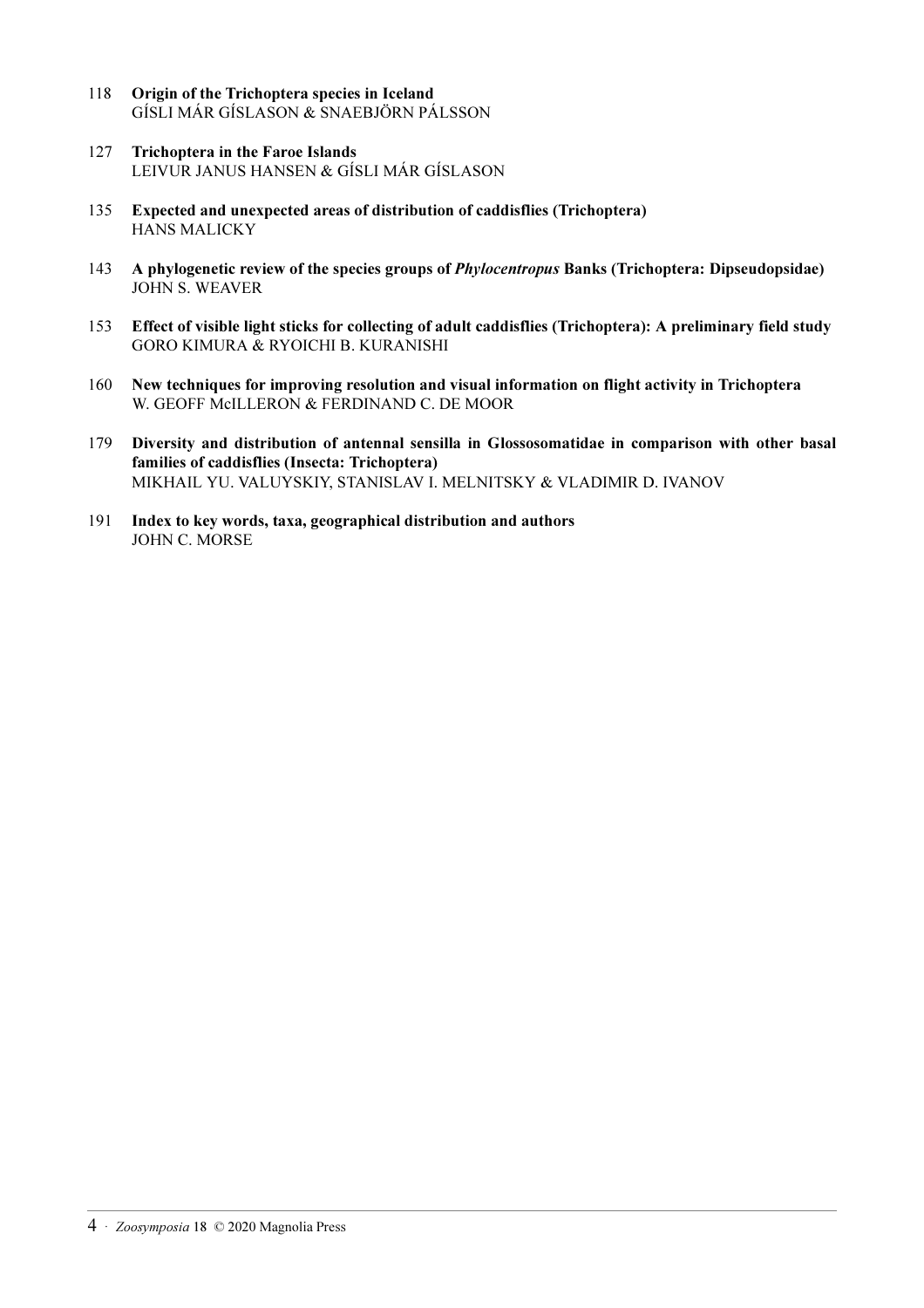118 **Origin of the Trichoptera species in Iceland**
GÍSLI MÁR GÍSLASON & SNAEBJÖRN PÁLSSON

127 **Trichoptera in the Faroe Islands**
LEIVUR JANUS HANSEN & GÍSLI MÁR GÍSLASON

135 **Expected and unexpected areas of distribution of caddisflies (Trichoptera)**
HANS MALICKY

143 **A phylogenetic review of the species groups of *Phylocentropus* Banks (Trichoptera: Dipseudopsidae)**
JOHN S. WEAVER

153 **Effect of visible light sticks for collecting of adult caddisflies (Trichoptera): A preliminary field study**
GORO KIMURA & RYOICHI B. KURANISHI

160 **New techniques for improving resolution and visual information on flight activity in Trichoptera**
W. GEOFF McILLERON & FERDINAND C. DE MOOR

179 **Diversity and distribution of antennal sensilla in Glossosomatidae in comparison with other basal families of caddisflies (Insecta: Trichoptera)**
MIKHAIL YU. VALUYSKIY, STANISLAV I. MELNITSKY & VLADIMIR D. IVANOV

191 **Index to key words, taxa, geographical distribution and authors**
JOHN C. MORSE